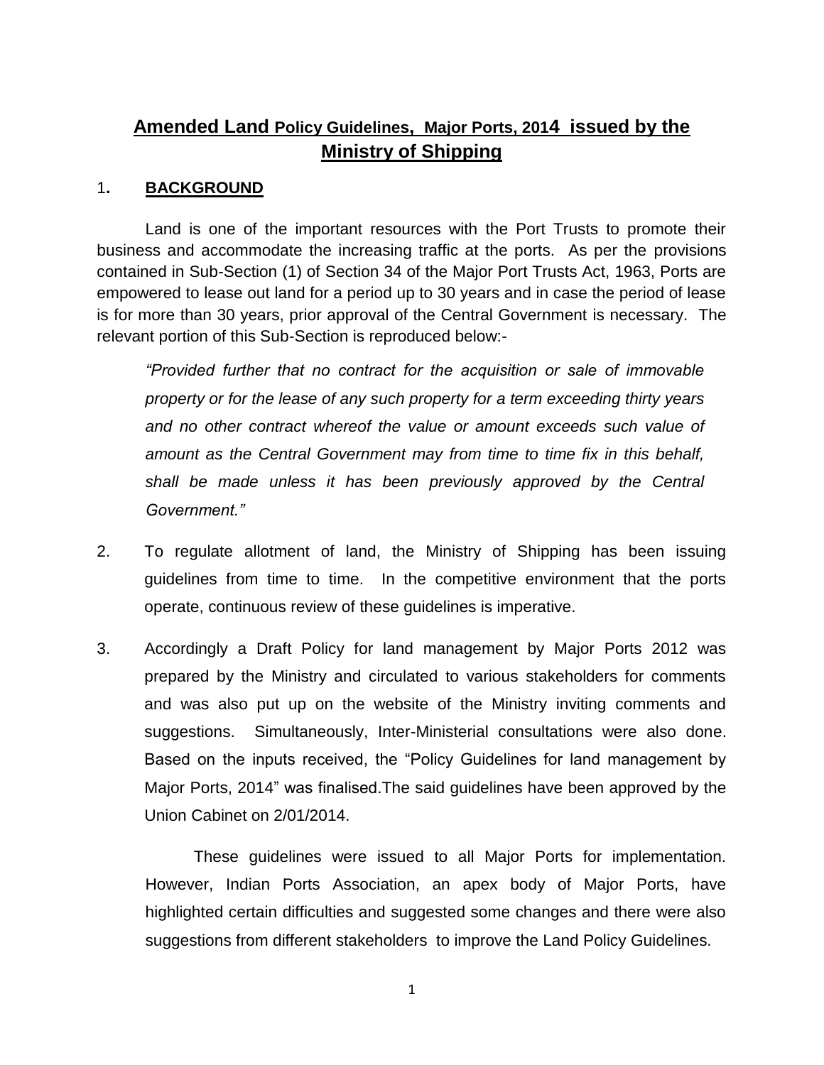# Amended Land Policy Guidelines, Major Ports, 2014 issued by the Ministry of Shipping

## 1. BACKGROUND

Land is one of the important resources with the Port Trusts to promote their business and accommodate the increasing traffic at the ports. As per the provisions contained in Sub-Section (1) of Section 34 of the Major Port Trusts Act, 1963, Ports are empowered to lease out land for a period up to 30 years and in case the period of lease is for more than 30 years, prior approval of the Central Government is necessary. The relevant portion of this Sub-Section is reproduced below:-

> *"Provided further that no contract for the acquisition or sale of immovable property or for the lease of any such property for a term exceeding thirty years and no other contract whereof the value or amount exceeds such value of amount as the Central Government may from time to time fix in this behalf, shall be made unless it has been previously approved by the Central Government."*

2. To regulate allotment of land, the Ministry of Shipping has been issuing guidelines from time to time. In the competitive environment that the ports operate, continuous review of these guidelines is imperative.

3. Accordingly a Draft Policy for land management by Major Ports 2012 was prepared by the Ministry and circulated to various stakeholders for comments and was also put up on the website of the Ministry inviting comments and suggestions. Simultaneously, Inter-Ministerial consultations were also done. Based on the inputs received, the "Policy Guidelines for land management by Major Ports, 2014" was finalised.The said guidelines have been approved by the Union Cabinet on 2/01/2014.

   These guidelines were issued to all Major Ports for implementation. However, Indian Ports Association, an apex body of Major Ports, have highlighted certain difficulties and suggested some changes and there were also suggestions from different stakeholders to improve the Land Policy Guidelines.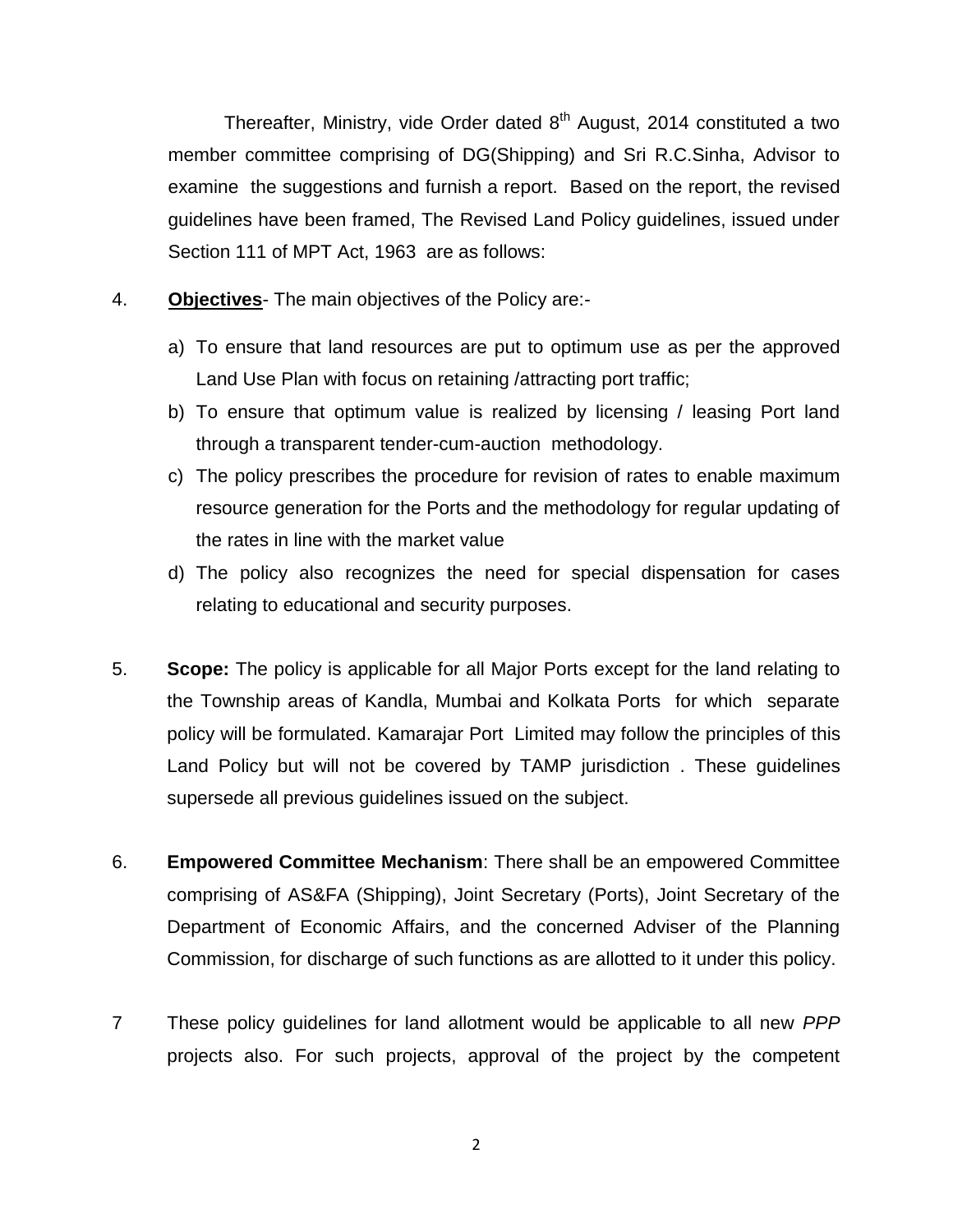Thereafter, Ministry, vide Order dated 8th August, 2014 constituted a two member committee comprising of DG(Shipping) and Sri R.C.Sinha, Advisor to examine the suggestions and furnish a report. Based on the report, the revised guidelines have been framed, The Revised Land Policy guidelines, issued under Section 111 of MPT Act, 1963 are as follows:

4. **Objectives**- The main objectives of the Policy are:-

   a) To ensure that land resources are put to optimum use as per the approved Land Use Plan with focus on retaining /attracting port traffic;
   b) To ensure that optimum value is realized by licensing / leasing Port land through a transparent tender-cum-auction methodology.
   c) The policy prescribes the procedure for revision of rates to enable maximum resource generation for the Ports and the methodology for regular updating of the rates in line with the market value
   d) The policy also recognizes the need for special dispensation for cases relating to educational and security purposes.

5. **Scope:** The policy is applicable for all Major Ports except for the land relating to the Township areas of Kandla, Mumbai and Kolkata Ports for which separate policy will be formulated. Kamarajar Port Limited may follow the principles of this Land Policy but will not be covered by TAMP jurisdiction . These guidelines supersede all previous guidelines issued on the subject.

6. **Empowered Committee Mechanism**: There shall be an empowered Committee comprising of AS&FA (Shipping), Joint Secretary (Ports), Joint Secretary of the Department of Economic Affairs, and the concerned Adviser of the Planning Commission, for discharge of such functions as are allotted to it under this policy.

7 These policy guidelines for land allotment would be applicable to all new *PPP* projects also. For such projects, approval of the project by the competent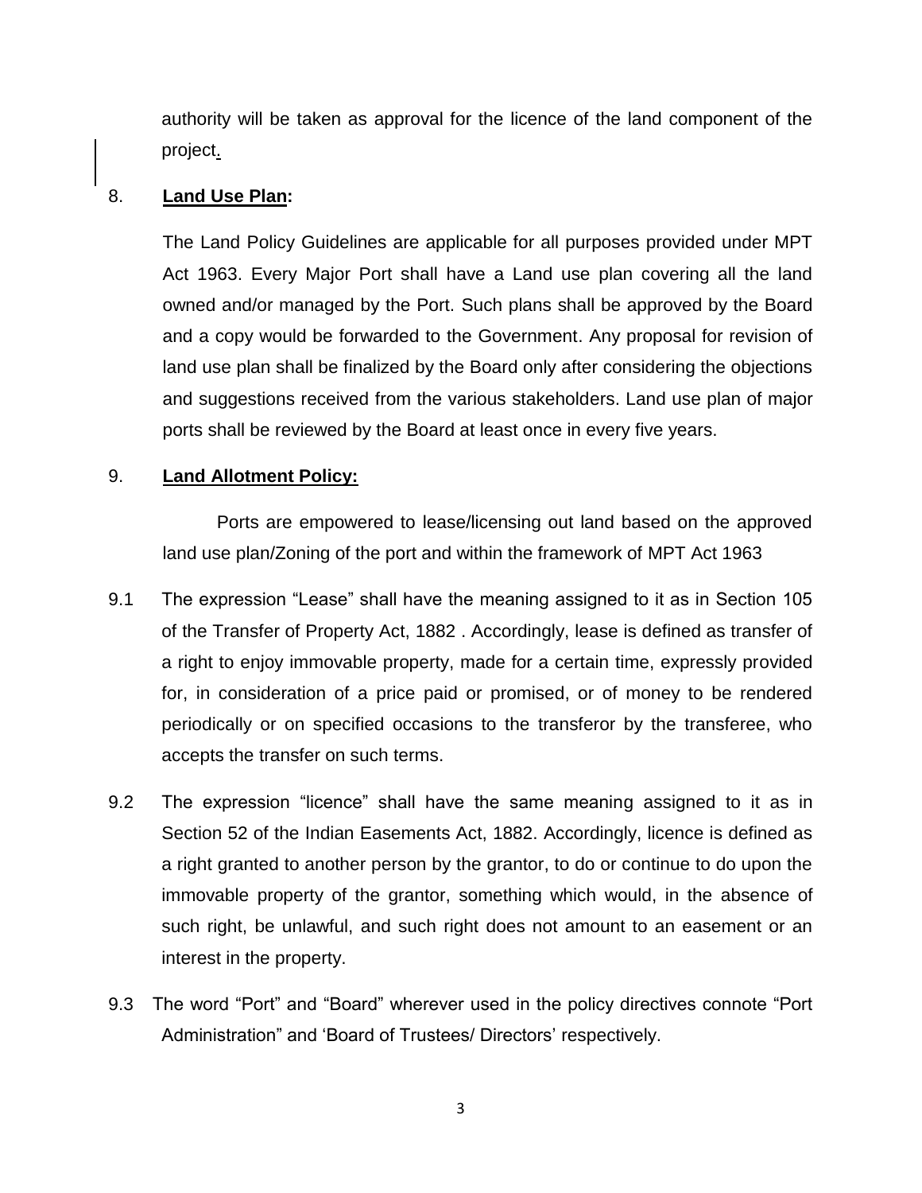authority will be taken as approval for the licence of the land component of the project.

8. **Land Use Plan:**

The Land Policy Guidelines are applicable for all purposes provided under MPT Act 1963. Every Major Port shall have a Land use plan covering all the land owned and/or managed by the Port. Such plans shall be approved by the Board and a copy would be forwarded to the Government. Any proposal for revision of land use plan shall be finalized by the Board only after considering the objections and suggestions received from the various stakeholders. Land use plan of major ports shall be reviewed by the Board at least once in every five years.

9. **Land Allotment Policy:**

Ports are empowered to lease/licensing out land based on the approved land use plan/Zoning of the port and within the framework of MPT Act 1963

9.1 The expression "Lease" shall have the meaning assigned to it as in Section 105 of the Transfer of Property Act, 1882 . Accordingly, lease is defined as transfer of a right to enjoy immovable property, made for a certain time, expressly provided for, in consideration of a price paid or promised, or of money to be rendered periodically or on specified occasions to the transferor by the transferee, who accepts the transfer on such terms.

9.2 The expression "licence" shall have the same meaning assigned to it as in Section 52 of the Indian Easements Act, 1882. Accordingly, licence is defined as a right granted to another person by the grantor, to do or continue to do upon the immovable property of the grantor, something which would, in the absence of such right, be unlawful, and such right does not amount to an easement or an interest in the property.

9.3 The word "Port" and "Board" wherever used in the policy directives connote "Port Administration" and 'Board of Trustees/ Directors' respectively.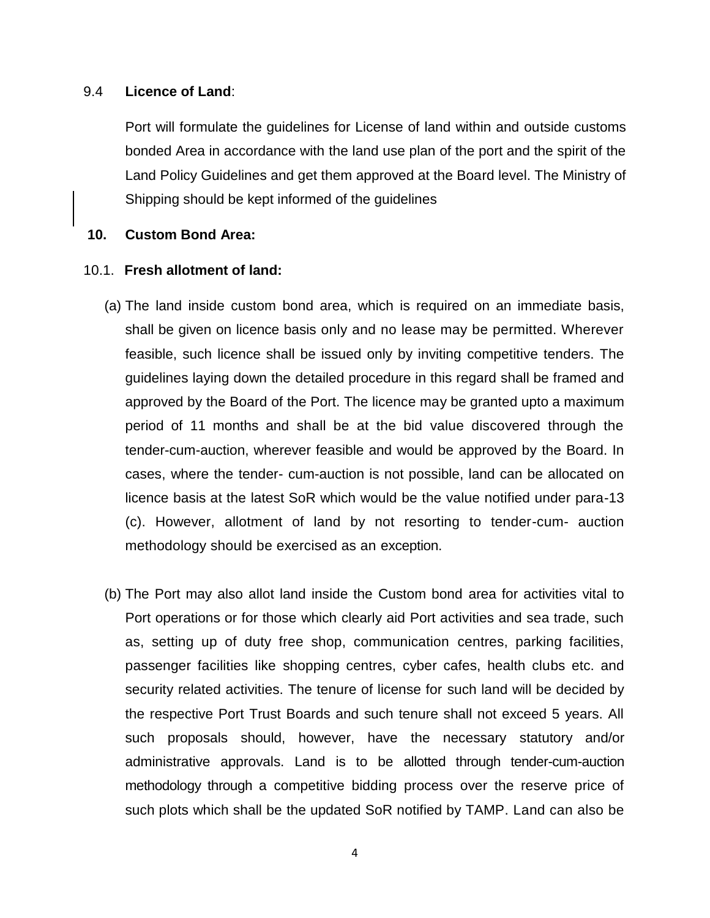9.4 **Licence of Land**:

Port will formulate the guidelines for License of land within and outside customs bonded Area in accordance with the land use plan of the port and the spirit of the Land Policy Guidelines and get them approved at the Board level. The Ministry of Shipping should be kept informed of the guidelines

**10. Custom Bond Area:**

10.1. **Fresh allotment of land:**

(a) The land inside custom bond area, which is required on an immediate basis, shall be given on licence basis only and no lease may be permitted. Wherever feasible, such licence shall be issued only by inviting competitive tenders. The guidelines laying down the detailed procedure in this regard shall be framed and approved by the Board of the Port. The licence may be granted upto a maximum period of 11 months and shall be at the bid value discovered through the tender-cum-auction, wherever feasible and would be approved by the Board. In cases, where the tender- cum-auction is not possible, land can be allocated on licence basis at the latest SoR which would be the value notified under para-13 (c). However, allotment of land by not resorting to tender-cum- auction methodology should be exercised as an exception.

(b) The Port may also allot land inside the Custom bond area for activities vital to Port operations or for those which clearly aid Port activities and sea trade, such as, setting up of duty free shop, communication centres, parking facilities, passenger facilities like shopping centres, cyber cafes, health clubs etc. and security related activities. The tenure of license for such land will be decided by the respective Port Trust Boards and such tenure shall not exceed 5 years. All such proposals should, however, have the necessary statutory and/or administrative approvals. Land is to be allotted through tender-cum-auction methodology through a competitive bidding process over the reserve price of such plots which shall be the updated SoR notified by TAMP. Land can also be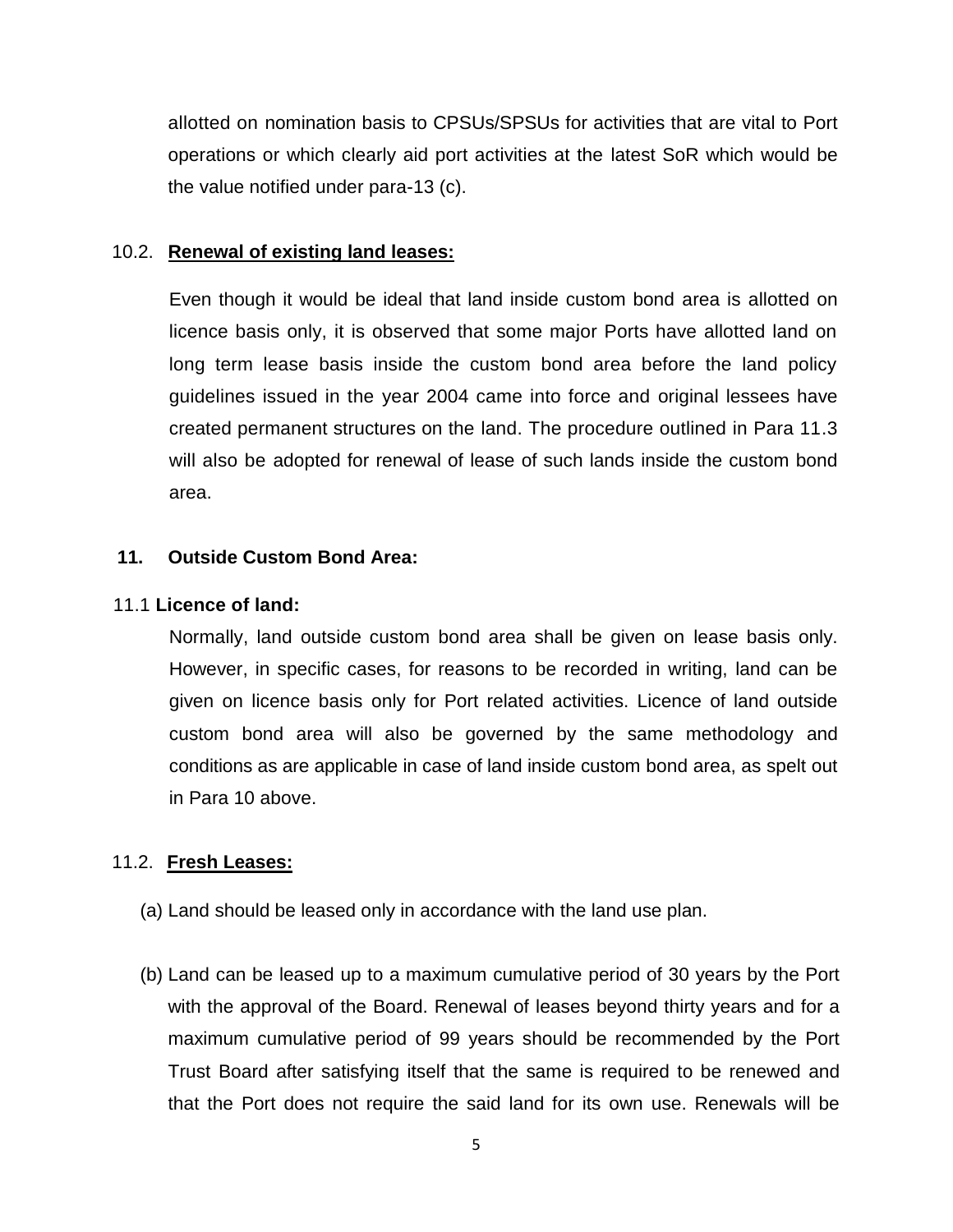allotted on nomination basis to CPSUs/SPSUs for activities that are vital to Port operations or which clearly aid port activities at the latest SoR which would be the value notified under para-13 (c).

10.2. **Renewal of existing land leases:**

Even though it would be ideal that land inside custom bond area is allotted on licence basis only, it is observed that some major Ports have allotted land on long term lease basis inside the custom bond area before the land policy guidelines issued in the year 2004 came into force and original lessees have created permanent structures on the land. The procedure outlined in Para 11.3 will also be adopted for renewal of lease of such lands inside the custom bond area.

**11. Outside Custom Bond Area:**

11.1 **Licence of land:**

Normally, land outside custom bond area shall be given on lease basis only. However, in specific cases, for reasons to be recorded in writing, land can be given on licence basis only for Port related activities. Licence of land outside custom bond area will also be governed by the same methodology and conditions as are applicable in case of land inside custom bond area, as spelt out in Para 10 above.

11.2. **Fresh Leases:**

(a) Land should be leased only in accordance with the land use plan.

(b) Land can be leased up to a maximum cumulative period of 30 years by the Port with the approval of the Board. Renewal of leases beyond thirty years and for a maximum cumulative period of 99 years should be recommended by the Port Trust Board after satisfying itself that the same is required to be renewed and that the Port does not require the said land for its own use. Renewals will be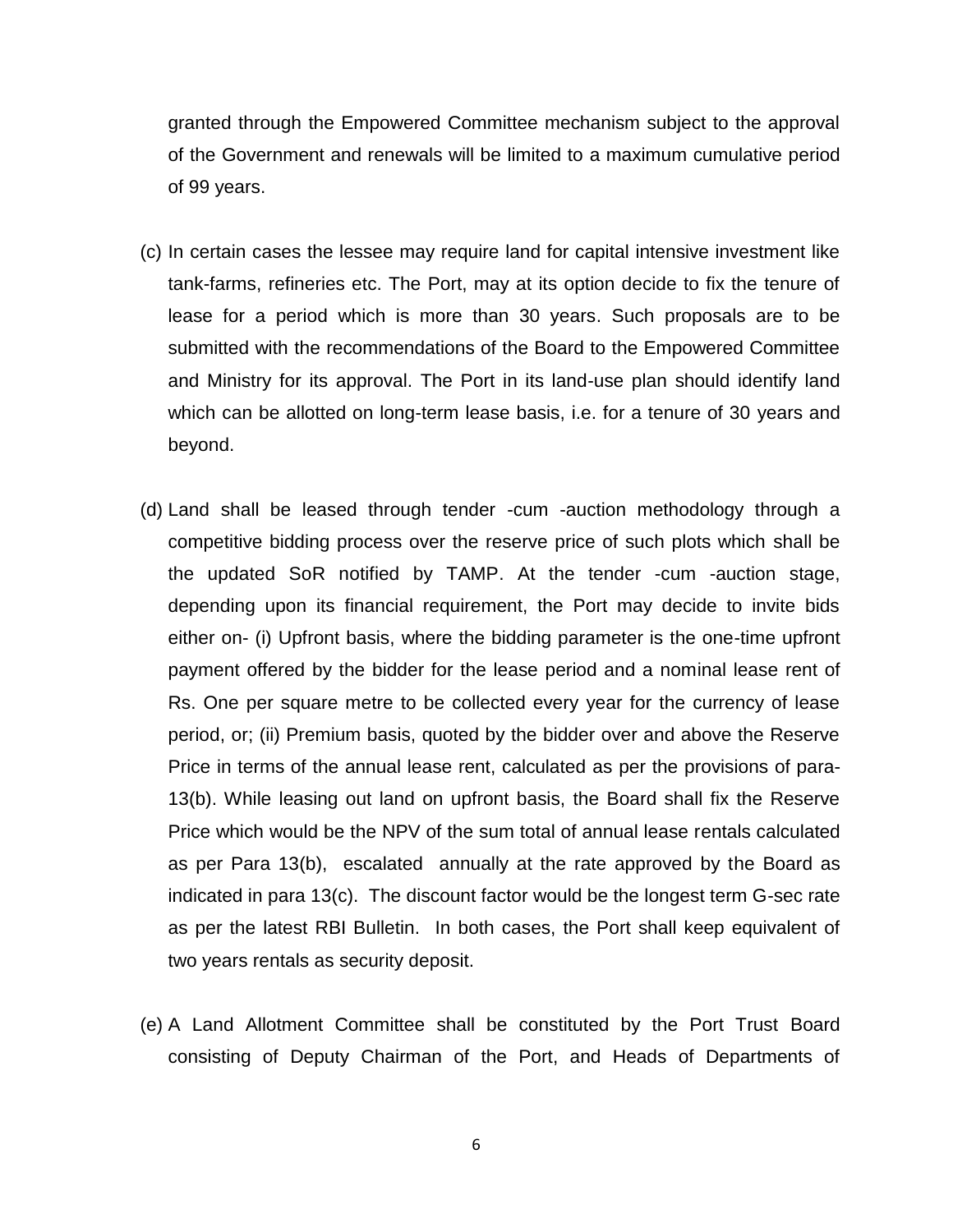granted through the Empowered Committee mechanism subject to the approval of the Government and renewals will be limited to a maximum cumulative period of 99 years.

(c) In certain cases the lessee may require land for capital intensive investment like tank-farms, refineries etc. The Port, may at its option decide to fix the tenure of lease for a period which is more than 30 years. Such proposals are to be submitted with the recommendations of the Board to the Empowered Committee and Ministry for its approval. The Port in its land-use plan should identify land which can be allotted on long-term lease basis, i.e. for a tenure of 30 years and beyond.

(d) Land shall be leased through tender -cum -auction methodology through a competitive bidding process over the reserve price of such plots which shall be the updated SoR notified by TAMP. At the tender -cum -auction stage, depending upon its financial requirement, the Port may decide to invite bids either on- (i) Upfront basis, where the bidding parameter is the one-time upfront payment offered by the bidder for the lease period and a nominal lease rent of Rs. One per square metre to be collected every year for the currency of lease period, or; (ii) Premium basis, quoted by the bidder over and above the Reserve Price in terms of the annual lease rent, calculated as per the provisions of para-13(b). While leasing out land on upfront basis, the Board shall fix the Reserve Price which would be the NPV of the sum total of annual lease rentals calculated as per Para 13(b), escalated annually at the rate approved by the Board as indicated in para 13(c). The discount factor would be the longest term G-sec rate as per the latest RBI Bulletin. In both cases, the Port shall keep equivalent of two years rentals as security deposit.

(e) A Land Allotment Committee shall be constituted by the Port Trust Board consisting of Deputy Chairman of the Port, and Heads of Departments of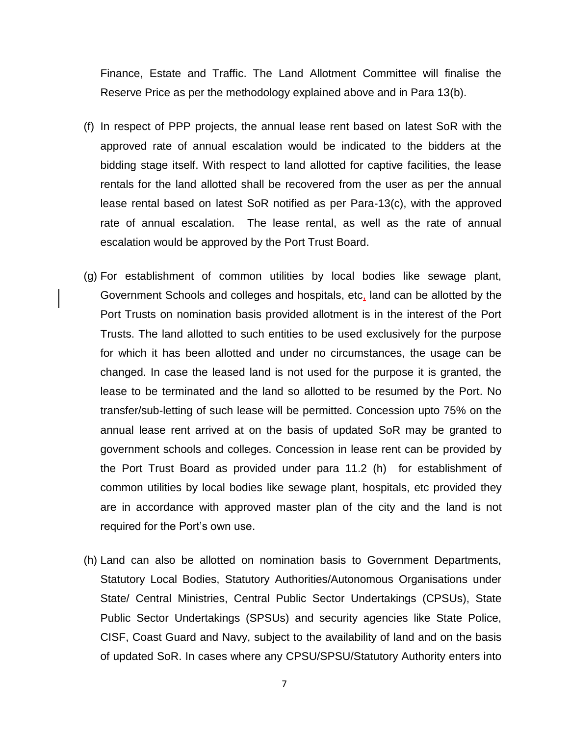Finance, Estate and Traffic. The Land Allotment Committee will finalise the Reserve Price as per the methodology explained above and in Para 13(b).

(f) In respect of PPP projects, the annual lease rent based on latest SoR with the approved rate of annual escalation would be indicated to the bidders at the bidding stage itself. With respect to land allotted for captive facilities, the lease rentals for the land allotted shall be recovered from the user as per the annual lease rental based on latest SoR notified as per Para-13(c), with the approved rate of annual escalation. The lease rental, as well as the rate of annual escalation would be approved by the Port Trust Board.

(g) For establishment of common utilities by local bodies like sewage plant, Government Schools and colleges and hospitals, etc, land can be allotted by the Port Trusts on nomination basis provided allotment is in the interest of the Port Trusts. The land allotted to such entities to be used exclusively for the purpose for which it has been allotted and under no circumstances, the usage can be changed. In case the leased land is not used for the purpose it is granted, the lease to be terminated and the land so allotted to be resumed by the Port. No transfer/sub-letting of such lease will be permitted. Concession upto 75% on the annual lease rent arrived at on the basis of updated SoR may be granted to government schools and colleges. Concession in lease rent can be provided by the Port Trust Board as provided under para 11.2 (h) for establishment of common utilities by local bodies like sewage plant, hospitals, etc provided they are in accordance with approved master plan of the city and the land is not required for the Port's own use.

(h) Land can also be allotted on nomination basis to Government Departments, Statutory Local Bodies, Statutory Authorities/Autonomous Organisations under State/ Central Ministries, Central Public Sector Undertakings (CPSUs), State Public Sector Undertakings (SPSUs) and security agencies like State Police, CISF, Coast Guard and Navy, subject to the availability of land and on the basis of updated SoR. In cases where any CPSU/SPSU/Statutory Authority enters into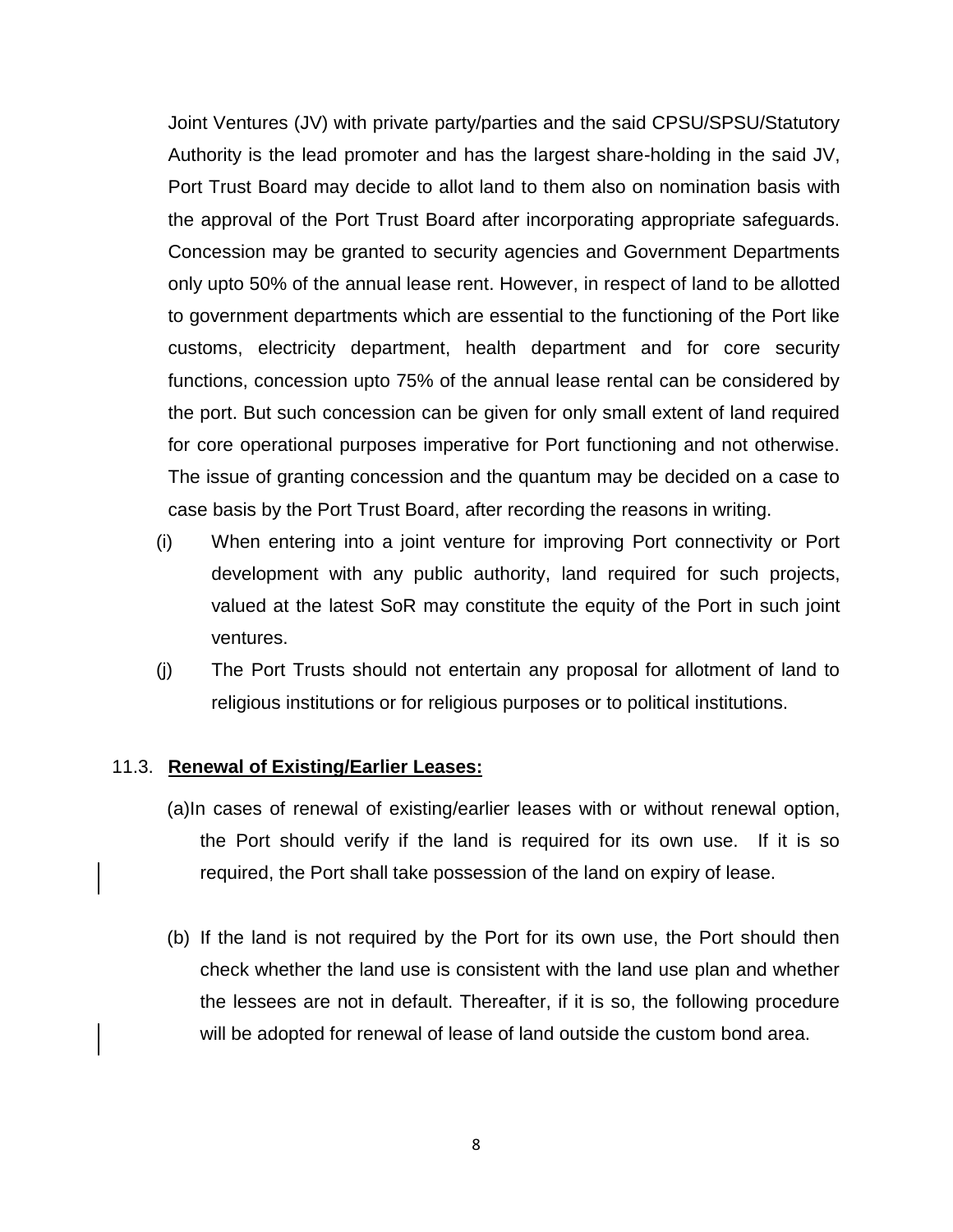Joint Ventures (JV) with private party/parties and the said CPSU/SPSU/Statutory Authority is the lead promoter and has the largest share-holding in the said JV, Port Trust Board may decide to allot land to them also on nomination basis with the approval of the Port Trust Board after incorporating appropriate safeguards. Concession may be granted to security agencies and Government Departments only upto 50% of the annual lease rent. However, in respect of land to be allotted to government departments which are essential to the functioning of the Port like customs, electricity department, health department and for core security functions, concession upto 75% of the annual lease rental can be considered by the port. But such concession can be given for only small extent of land required for core operational purposes imperative for Port functioning and not otherwise. The issue of granting concession and the quantum may be decided on a case to case basis by the Port Trust Board, after recording the reasons in writing.

(i) When entering into a joint venture for improving Port connectivity or Port development with any public authority, land required for such projects, valued at the latest SoR may constitute the equity of the Port in such joint ventures.

(j) The Port Trusts should not entertain any proposal for allotment of land to religious institutions or for religious purposes or to political institutions.

11.3. **Renewal of Existing/Earlier Leases:**

(a) In cases of renewal of existing/earlier leases with or without renewal option, the Port should verify if the land is required for its own use. If it is so required, the Port shall take possession of the land on expiry of lease.

(b) If the land is not required by the Port for its own use, the Port should then check whether the land use is consistent with the land use plan and whether the lessees are not in default. Thereafter, if it is so, the following procedure will be adopted for renewal of lease of land outside the custom bond area.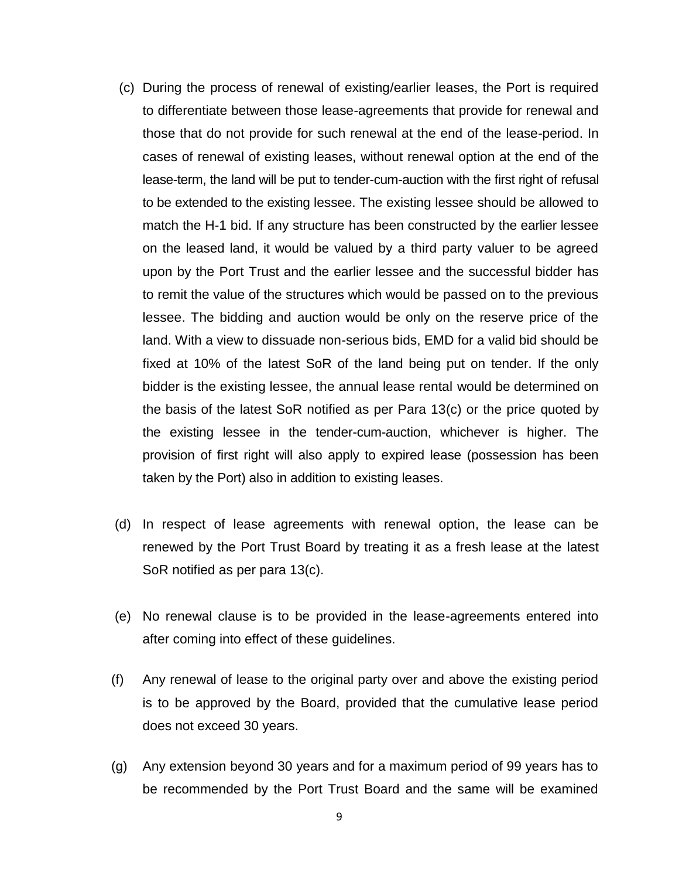(c) During the process of renewal of existing/earlier leases, the Port is required to differentiate between those lease-agreements that provide for renewal and those that do not provide for such renewal at the end of the lease-period. In cases of renewal of existing leases, without renewal option at the end of the lease-term, the land will be put to tender-cum-auction with the first right of refusal to be extended to the existing lessee. The existing lessee should be allowed to match the H-1 bid. If any structure has been constructed by the earlier lessee on the leased land, it would be valued by a third party valuer to be agreed upon by the Port Trust and the earlier lessee and the successful bidder has to remit the value of the structures which would be passed on to the previous lessee. The bidding and auction would be only on the reserve price of the land. With a view to dissuade non-serious bids, EMD for a valid bid should be fixed at 10% of the latest SoR of the land being put on tender. If the only bidder is the existing lessee, the annual lease rental would be determined on the basis of the latest SoR notified as per Para 13(c) or the price quoted by the existing lessee in the tender-cum-auction, whichever is higher. The provision of first right will also apply to expired lease (possession has been taken by the Port) also in addition to existing leases.

(d) In respect of lease agreements with renewal option, the lease can be renewed by the Port Trust Board by treating it as a fresh lease at the latest SoR notified as per para 13(c).

(e) No renewal clause is to be provided in the lease-agreements entered into after coming into effect of these guidelines.

(f) Any renewal of lease to the original party over and above the existing period is to be approved by the Board, provided that the cumulative lease period does not exceed 30 years.

(g) Any extension beyond 30 years and for a maximum period of 99 years has to be recommended by the Port Trust Board and the same will be examined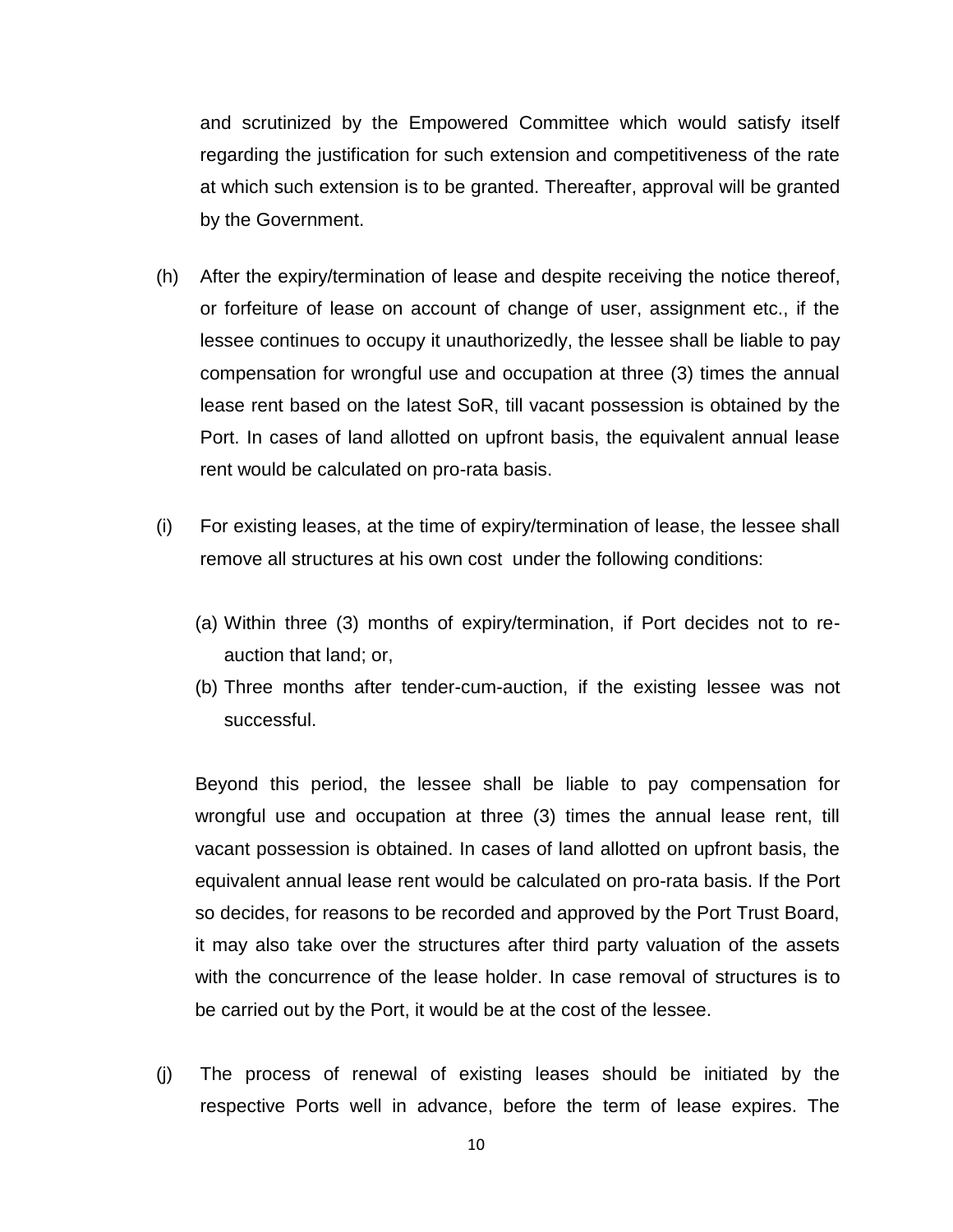and scrutinized by the Empowered Committee which would satisfy itself regarding the justification for such extension and competitiveness of the rate at which such extension is to be granted. Thereafter, approval will be granted by the Government.

(h) After the expiry/termination of lease and despite receiving the notice thereof, or forfeiture of lease on account of change of user, assignment etc., if the lessee continues to occupy it unauthorizedly, the lessee shall be liable to pay compensation for wrongful use and occupation at three (3) times the annual lease rent based on the latest SoR, till vacant possession is obtained by the Port. In cases of land allotted on upfront basis, the equivalent annual lease rent would be calculated on pro-rata basis.

(i) For existing leases, at the time of expiry/termination of lease, the lessee shall remove all structures at his own cost under the following conditions:

(a) Within three (3) months of expiry/termination, if Port decides not to re-auction that land; or,
(b) Three months after tender-cum-auction, if the existing lessee was not successful.

Beyond this period, the lessee shall be liable to pay compensation for wrongful use and occupation at three (3) times the annual lease rent, till vacant possession is obtained. In cases of land allotted on upfront basis, the equivalent annual lease rent would be calculated on pro-rata basis. If the Port so decides, for reasons to be recorded and approved by the Port Trust Board, it may also take over the structures after third party valuation of the assets with the concurrence of the lease holder. In case removal of structures is to be carried out by the Port, it would be at the cost of the lessee.

(j) The process of renewal of existing leases should be initiated by the respective Ports well in advance, before the term of lease expires. The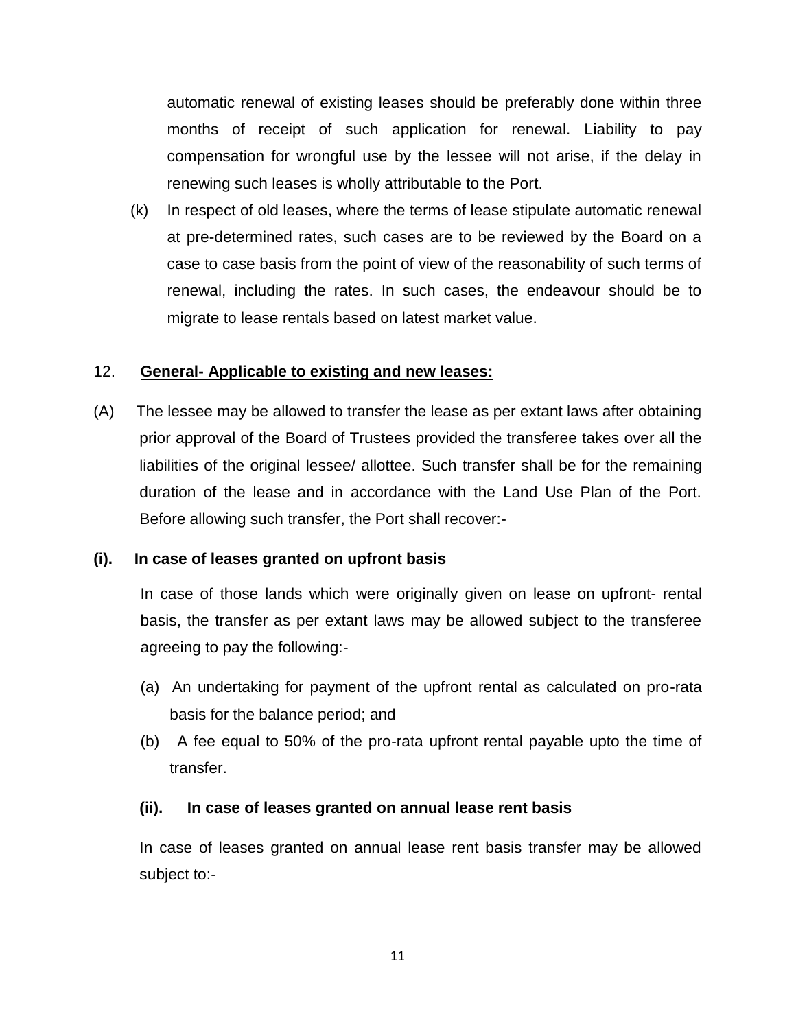automatic renewal of existing leases should be preferably done within three months of receipt of such application for renewal. Liability to pay compensation for wrongful use by the lessee will not arise, if the delay in renewing such leases is wholly attributable to the Port.

(k) In respect of old leases, where the terms of lease stipulate automatic renewal at pre-determined rates, such cases are to be reviewed by the Board on a case to case basis from the point of view of the reasonability of such terms of renewal, including the rates. In such cases, the endeavour should be to migrate to lease rentals based on latest market value.

12. **General- Applicable to existing and new leases:**

(A) The lessee may be allowed to transfer the lease as per extant laws after obtaining prior approval of the Board of Trustees provided the transferee takes over all the liabilities of the original lessee/ allottee. Such transfer shall be for the remaining duration of the lease and in accordance with the Land Use Plan of the Port. Before allowing such transfer, the Port shall recover:-

**(i). In case of leases granted on upfront basis**

In case of those lands which were originally given on lease on upfront- rental basis, the transfer as per extant laws may be allowed subject to the transferee agreeing to pay the following:-

(a) An undertaking for payment of the upfront rental as calculated on pro-rata basis for the balance period; and

(b) A fee equal to 50% of the pro-rata upfront rental payable upto the time of transfer.

**(ii). In case of leases granted on annual lease rent basis**

In case of leases granted on annual lease rent basis transfer may be allowed subject to:-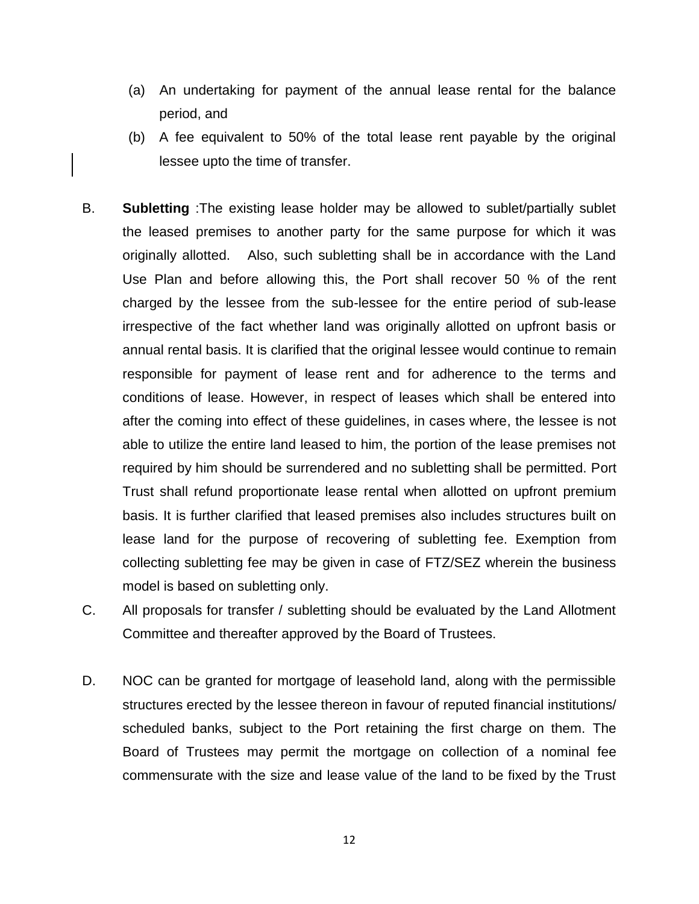(a) An undertaking for payment of the annual lease rental for the balance period, and

(b) A fee equivalent to 50% of the total lease rent payable by the original lessee upto the time of transfer.

B. **Subletting** :The existing lease holder may be allowed to sublet/partially sublet the leased premises to another party for the same purpose for which it was originally allotted. Also, such subletting shall be in accordance with the Land Use Plan and before allowing this, the Port shall recover 50 % of the rent charged by the lessee from the sub-lessee for the entire period of sub-lease irrespective of the fact whether land was originally allotted on upfront basis or annual rental basis. It is clarified that the original lessee would continue to remain responsible for payment of lease rent and for adherence to the terms and conditions of lease. However, in respect of leases which shall be entered into after the coming into effect of these guidelines, in cases where, the lessee is not able to utilize the entire land leased to him, the portion of the lease premises not required by him should be surrendered and no subletting shall be permitted. Port Trust shall refund proportionate lease rental when allotted on upfront premium basis. It is further clarified that leased premises also includes structures built on lease land for the purpose of recovering of subletting fee. Exemption from collecting subletting fee may be given in case of FTZ/SEZ wherein the business model is based on subletting only.

C. All proposals for transfer / subletting should be evaluated by the Land Allotment Committee and thereafter approved by the Board of Trustees.

D. NOC can be granted for mortgage of leasehold land, along with the permissible structures erected by the lessee thereon in favour of reputed financial institutions/ scheduled banks, subject to the Port retaining the first charge on them. The Board of Trustees may permit the mortgage on collection of a nominal fee commensurate with the size and lease value of the land to be fixed by the Trust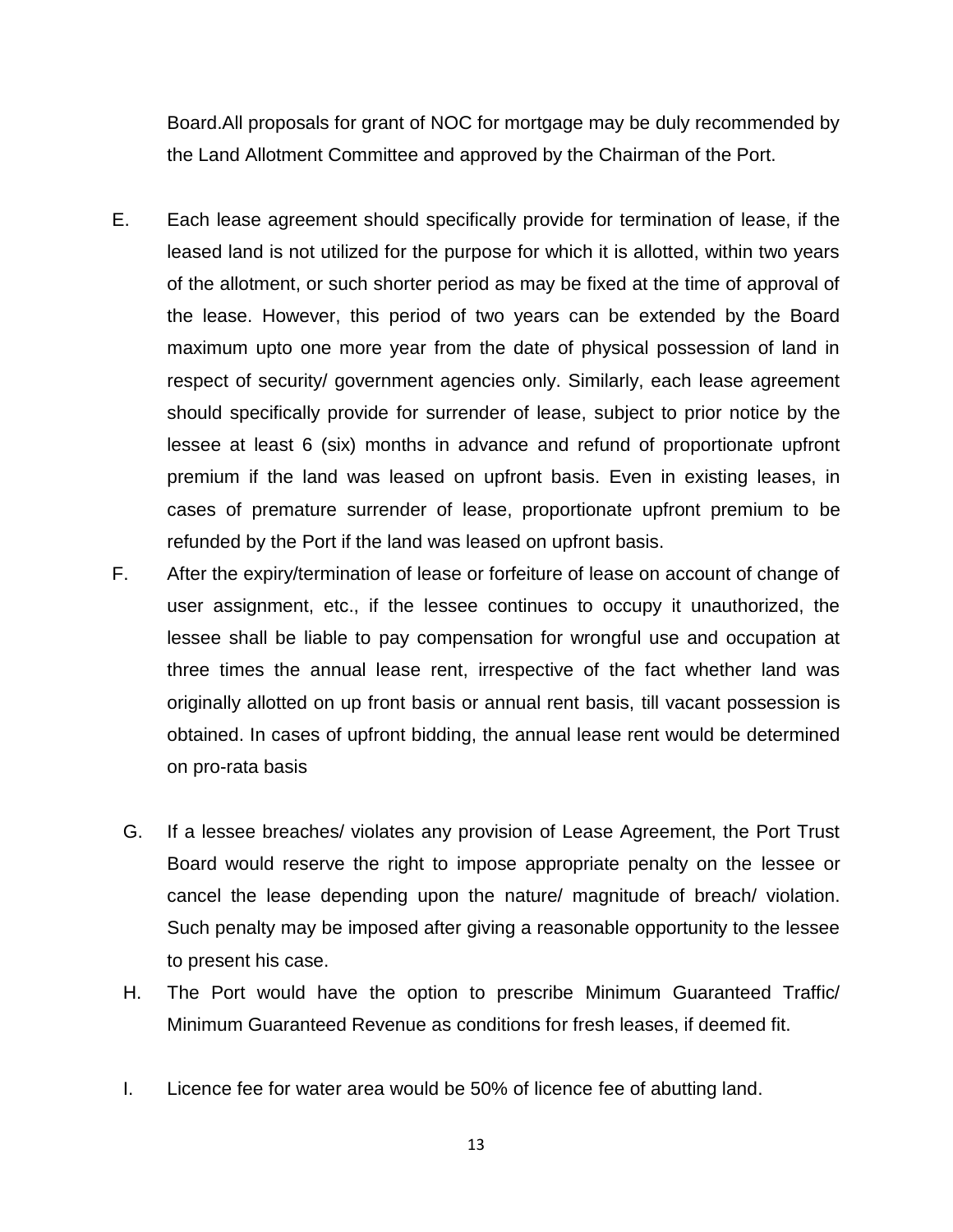Board.All proposals for grant of NOC for mortgage may be duly recommended by the Land Allotment Committee and approved by the Chairman of the Port.

E. Each lease agreement should specifically provide for termination of lease, if the leased land is not utilized for the purpose for which it is allotted, within two years of the allotment, or such shorter period as may be fixed at the time of approval of the lease. However, this period of two years can be extended by the Board maximum upto one more year from the date of physical possession of land in respect of security/ government agencies only. Similarly, each lease agreement should specifically provide for surrender of lease, subject to prior notice by the lessee at least 6 (six) months in advance and refund of proportionate upfront premium if the land was leased on upfront basis. Even in existing leases, in cases of premature surrender of lease, proportionate upfront premium to be refunded by the Port if the land was leased on upfront basis.

F. After the expiry/termination of lease or forfeiture of lease on account of change of user assignment, etc., if the lessee continues to occupy it unauthorized, the lessee shall be liable to pay compensation for wrongful use and occupation at three times the annual lease rent, irrespective of the fact whether land was originally allotted on up front basis or annual rent basis, till vacant possession is obtained. In cases of upfront bidding, the annual lease rent would be determined on pro-rata basis

G. If a lessee breaches/ violates any provision of Lease Agreement, the Port Trust Board would reserve the right to impose appropriate penalty on the lessee or cancel the lease depending upon the nature/ magnitude of breach/ violation. Such penalty may be imposed after giving a reasonable opportunity to the lessee to present his case.

H. The Port would have the option to prescribe Minimum Guaranteed Traffic/ Minimum Guaranteed Revenue as conditions for fresh leases, if deemed fit.

I. Licence fee for water area would be 50% of licence fee of abutting land.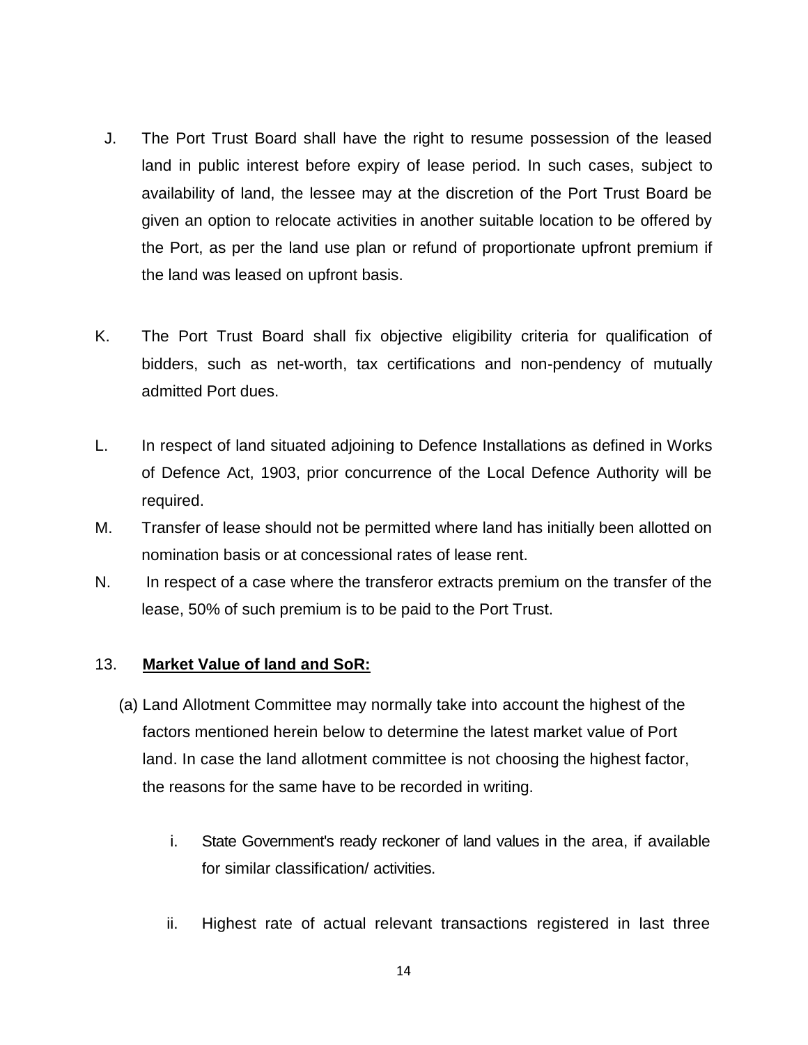J. The Port Trust Board shall have the right to resume possession of the leased land in public interest before expiry of lease period. In such cases, subject to availability of land, the lessee may at the discretion of the Port Trust Board be given an option to relocate activities in another suitable location to be offered by the Port, as per the land use plan or refund of proportionate upfront premium if the land was leased on upfront basis.

K. The Port Trust Board shall fix objective eligibility criteria for qualification of bidders, such as net-worth, tax certifications and non-pendency of mutually admitted Port dues.

L. In respect of land situated adjoining to Defence Installations as defined in Works of Defence Act, 1903, prior concurrence of the Local Defence Authority will be required.

M. Transfer of lease should not be permitted where land has initially been allotted on nomination basis or at concessional rates of lease rent.

N. In respect of a case where the transferor extracts premium on the transfer of the lease, 50% of such premium is to be paid to the Port Trust.

13. **Market Value of land and SoR:**

(a) Land Allotment Committee may normally take into account the highest of the factors mentioned herein below to determine the latest market value of Port land. In case the land allotment committee is not choosing the highest factor, the reasons for the same have to be recorded in writing.

i. State Government's ready reckoner of land values in the area, if available for similar classification/ activities.

ii. Highest rate of actual relevant transactions registered in last three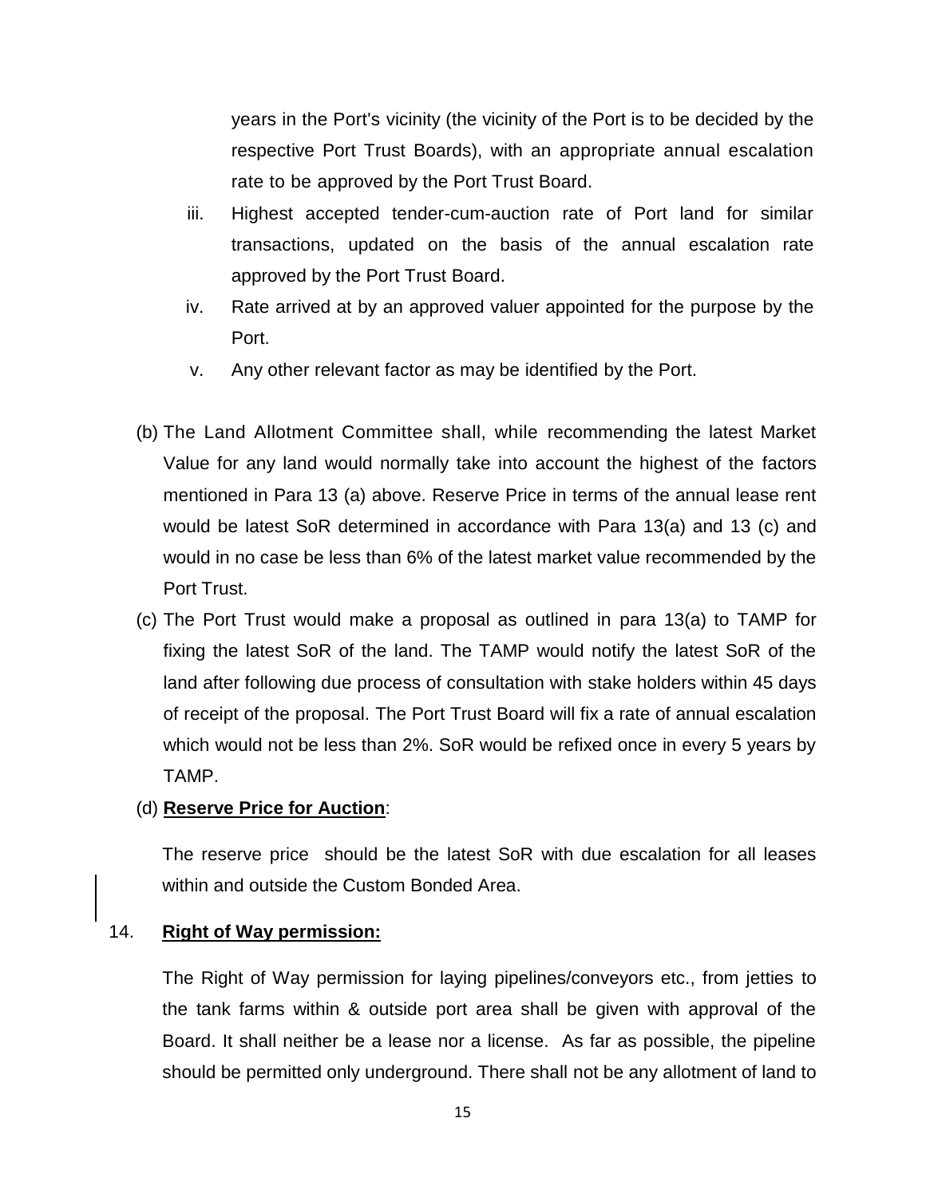years in the Port's vicinity (the vicinity of the Port is to be decided by the respective Port Trust Boards), with an appropriate annual escalation rate to be approved by the Port Trust Board.

iii. Highest accepted tender-cum-auction rate of Port land for similar transactions, updated on the basis of the annual escalation rate approved by the Port Trust Board.

iv. Rate arrived at by an approved valuer appointed for the purpose by the Port.

v. Any other relevant factor as may be identified by the Port.

(b) The Land Allotment Committee shall, while recommending the latest Market Value for any land would normally take into account the highest of the factors mentioned in Para 13 (a) above. Reserve Price in terms of the annual lease rent would be latest SoR determined in accordance with Para 13(a) and 13 (c) and would in no case be less than 6% of the latest market value recommended by the Port Trust.

(c) The Port Trust would make a proposal as outlined in para 13(a) to TAMP for fixing the latest SoR of the land. The TAMP would notify the latest SoR of the land after following due process of consultation with stake holders within 45 days of receipt of the proposal. The Port Trust Board will fix a rate of annual escalation which would not be less than 2%. SoR would be refixed once in every 5 years by TAMP.

(d) **Reserve Price for Auction**:

The reserve price should be the latest SoR with due escalation for all leases within and outside the Custom Bonded Area.

14. **Right of Way permission:**

The Right of Way permission for laying pipelines/conveyors etc., from jetties to the tank farms within & outside port area shall be given with approval of the Board. It shall neither be a lease nor a license. As far as possible, the pipeline should be permitted only underground. There shall not be any allotment of land to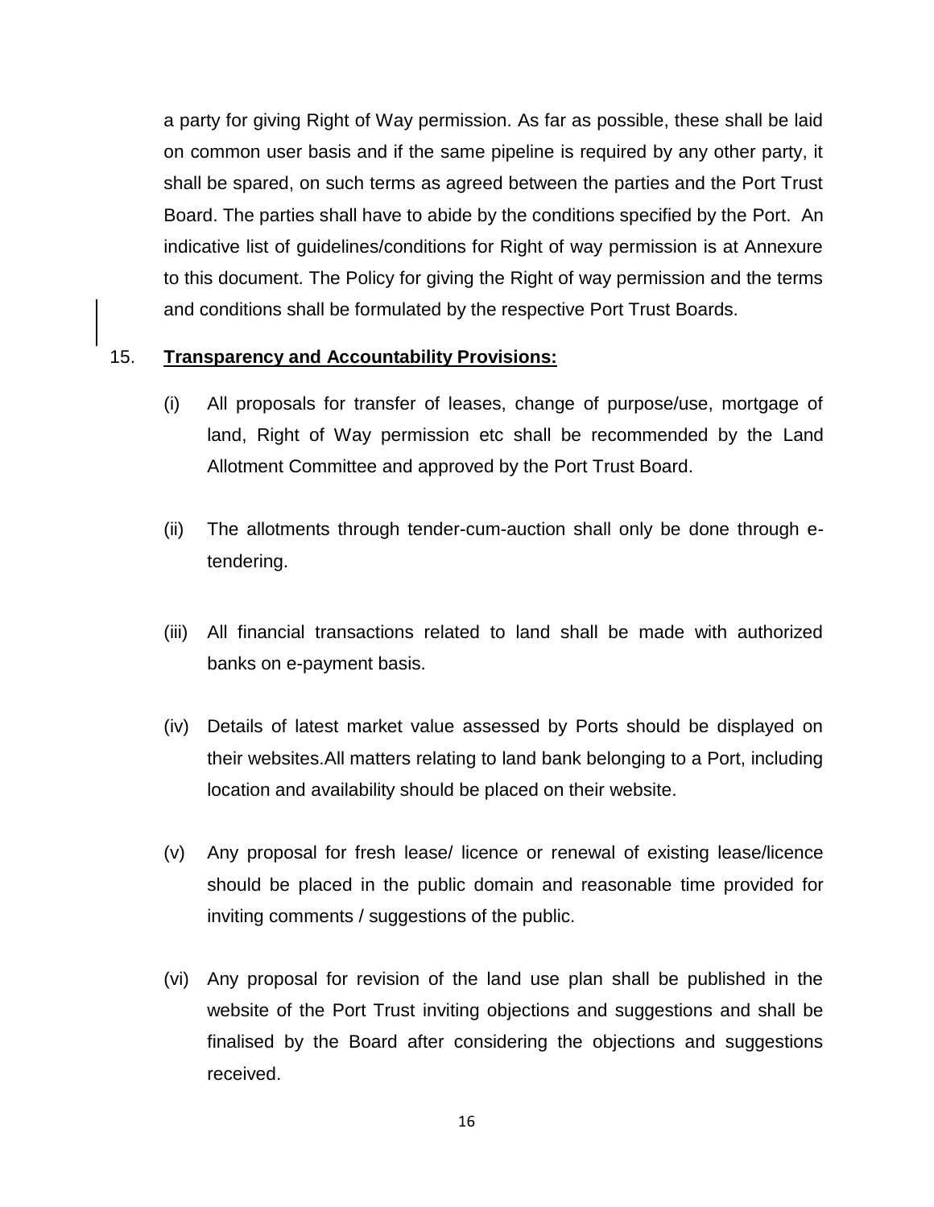a party for giving Right of Way permission. As far as possible, these shall be laid on common user basis and if the same pipeline is required by any other party, it shall be spared, on such terms as agreed between the parties and the Port Trust Board. The parties shall have to abide by the conditions specified by the Port. An indicative list of guidelines/conditions for Right of way permission is at Annexure to this document. The Policy for giving the Right of way permission and the terms and conditions shall be formulated by the respective Port Trust Boards.

15. **Transparency and Accountability Provisions:**

(i) All proposals for transfer of leases, change of purpose/use, mortgage of land, Right of Way permission etc shall be recommended by the Land Allotment Committee and approved by the Port Trust Board.

(ii) The allotments through tender-cum-auction shall only be done through e-tendering.

(iii) All financial transactions related to land shall be made with authorized banks on e-payment basis.

(iv) Details of latest market value assessed by Ports should be displayed on their websites.All matters relating to land bank belonging to a Port, including location and availability should be placed on their website.

(v) Any proposal for fresh lease/ licence or renewal of existing lease/licence should be placed in the public domain and reasonable time provided for inviting comments / suggestions of the public.

(vi) Any proposal for revision of the land use plan shall be published in the website of the Port Trust inviting objections and suggestions and shall be finalised by the Board after considering the objections and suggestions received.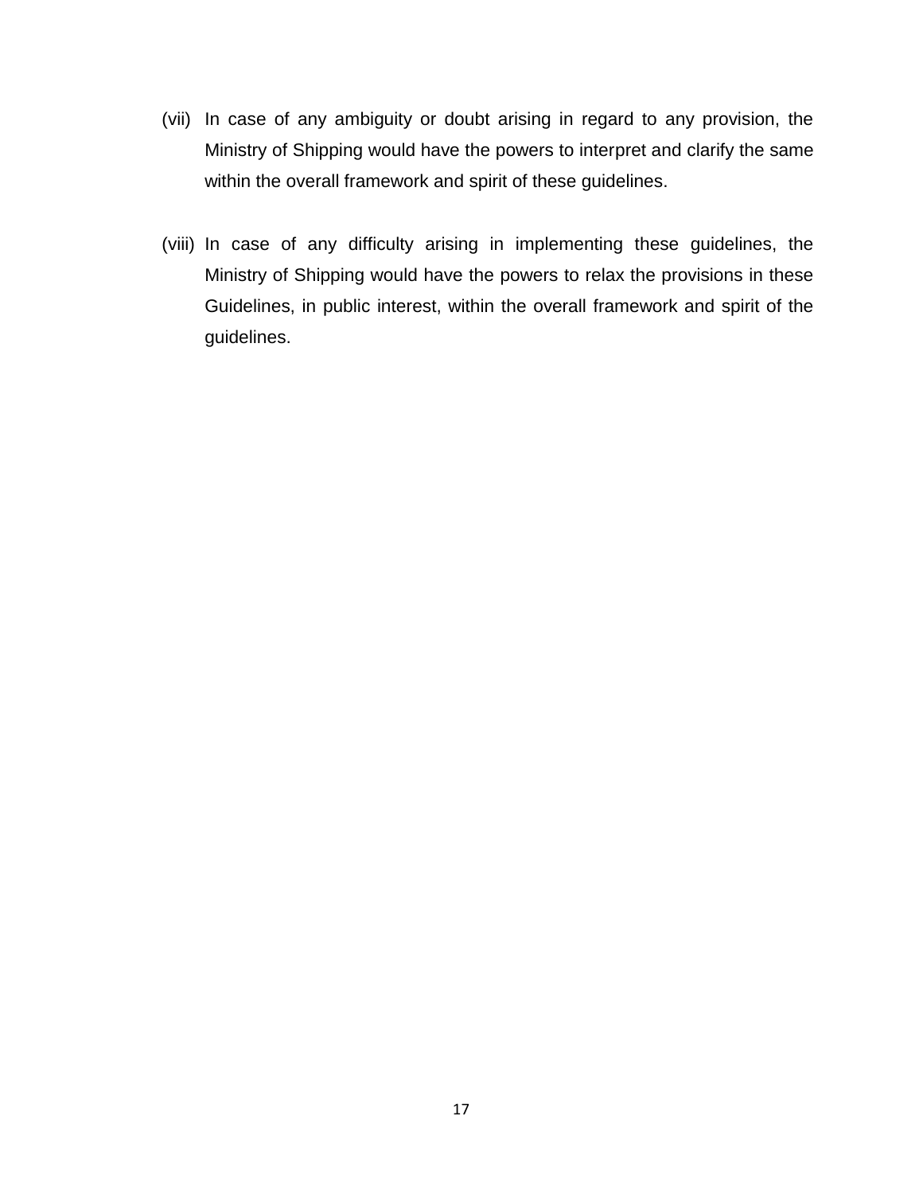(vii) In case of any ambiguity or doubt arising in regard to any provision, the Ministry of Shipping would have the powers to interpret and clarify the same within the overall framework and spirit of these guidelines.

(viii) In case of any difficulty arising in implementing these guidelines, the Ministry of Shipping would have the powers to relax the provisions in these Guidelines, in public interest, within the overall framework and spirit of the guidelines.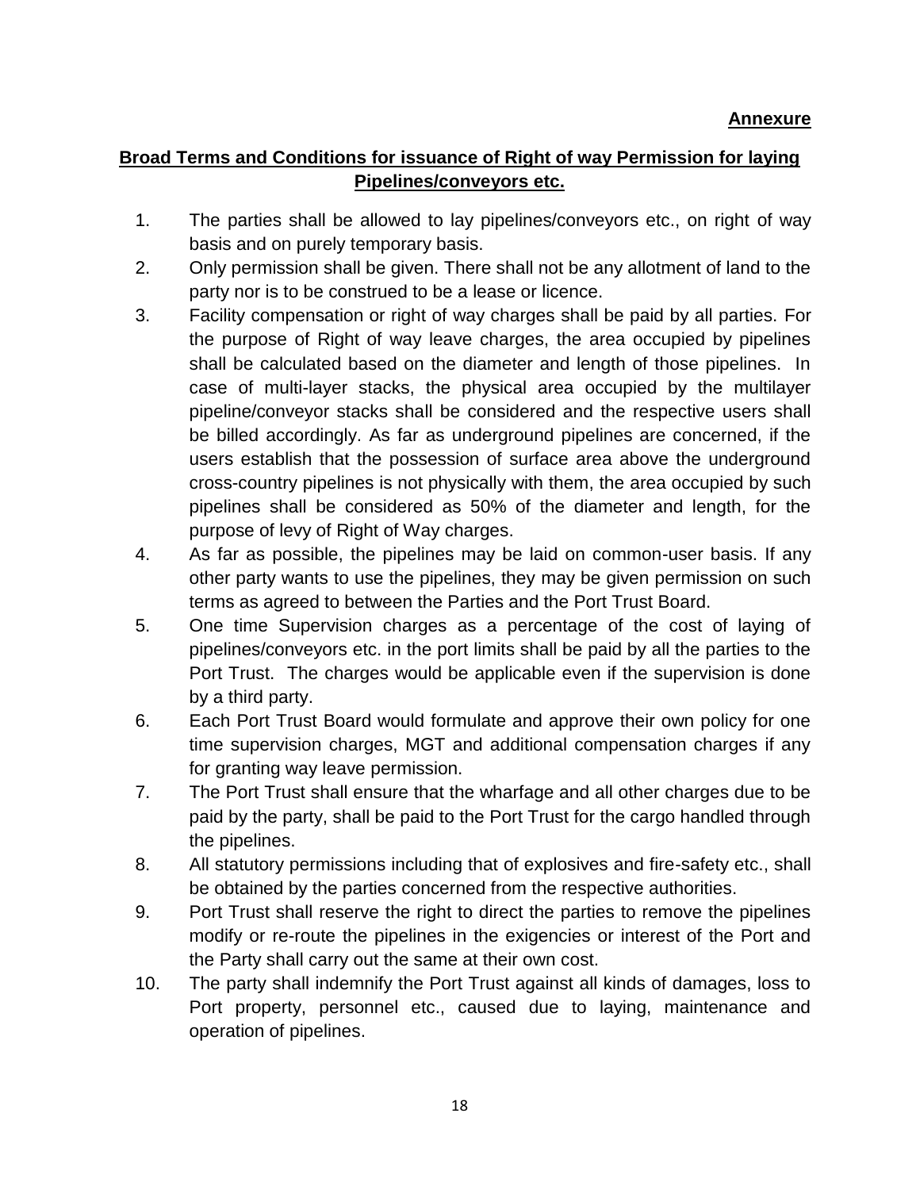**Annexure**

## Broad Terms and Conditions for issuance of Right of way Permission for laying Pipelines/conveyors etc.

1. The parties shall be allowed to lay pipelines/conveyors etc., on right of way basis and on purely temporary basis.
2. Only permission shall be given. There shall not be any allotment of land to the party nor is to be construed to be a lease or licence.
3. Facility compensation or right of way charges shall be paid by all parties. For the purpose of Right of way leave charges, the area occupied by pipelines shall be calculated based on the diameter and length of those pipelines. In case of multi-layer stacks, the physical area occupied by the multilayer pipeline/conveyor stacks shall be considered and the respective users shall be billed accordingly. As far as underground pipelines are concerned, if the users establish that the possession of surface area above the underground cross-country pipelines is not physically with them, the area occupied by such pipelines shall be considered as 50% of the diameter and length, for the purpose of levy of Right of Way charges.
4. As far as possible, the pipelines may be laid on common-user basis. If any other party wants to use the pipelines, they may be given permission on such terms as agreed to between the Parties and the Port Trust Board.
5. One time Supervision charges as a percentage of the cost of laying of pipelines/conveyors etc. in the port limits shall be paid by all the parties to the Port Trust. The charges would be applicable even if the supervision is done by a third party.
6. Each Port Trust Board would formulate and approve their own policy for one time supervision charges, MGT and additional compensation charges if any for granting way leave permission.
7. The Port Trust shall ensure that the wharfage and all other charges due to be paid by the party, shall be paid to the Port Trust for the cargo handled through the pipelines.
8. All statutory permissions including that of explosives and fire-safety etc., shall be obtained by the parties concerned from the respective authorities.
9. Port Trust shall reserve the right to direct the parties to remove the pipelines modify or re-route the pipelines in the exigencies or interest of the Port and the Party shall carry out the same at their own cost.
10. The party shall indemnify the Port Trust against all kinds of damages, loss to Port property, personnel etc., caused due to laying, maintenance and operation of pipelines.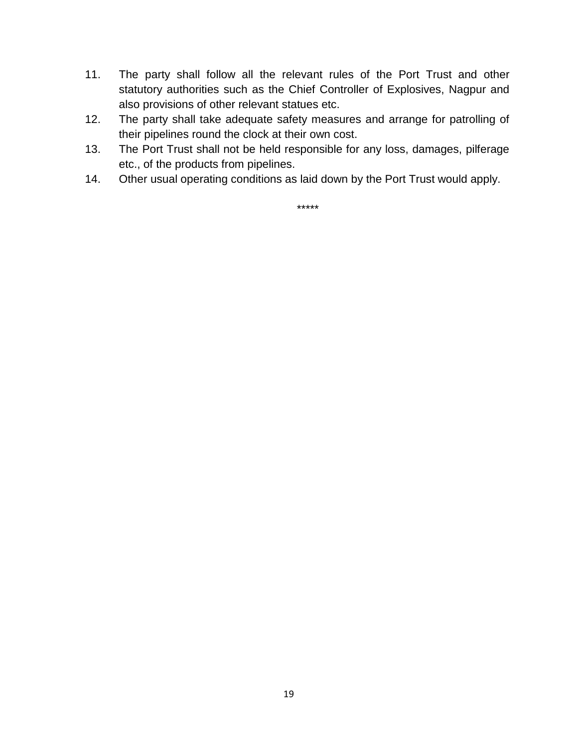11. The party shall follow all the relevant rules of the Port Trust and other statutory authorities such as the Chief Controller of Explosives, Nagpur and also provisions of other relevant statues etc.
12. The party shall take adequate safety measures and arrange for patrolling of their pipelines round the clock at their own cost.
13. The Port Trust shall not be held responsible for any loss, damages, pilferage etc., of the products from pipelines.
14. Other usual operating conditions as laid down by the Port Trust would apply.

*****